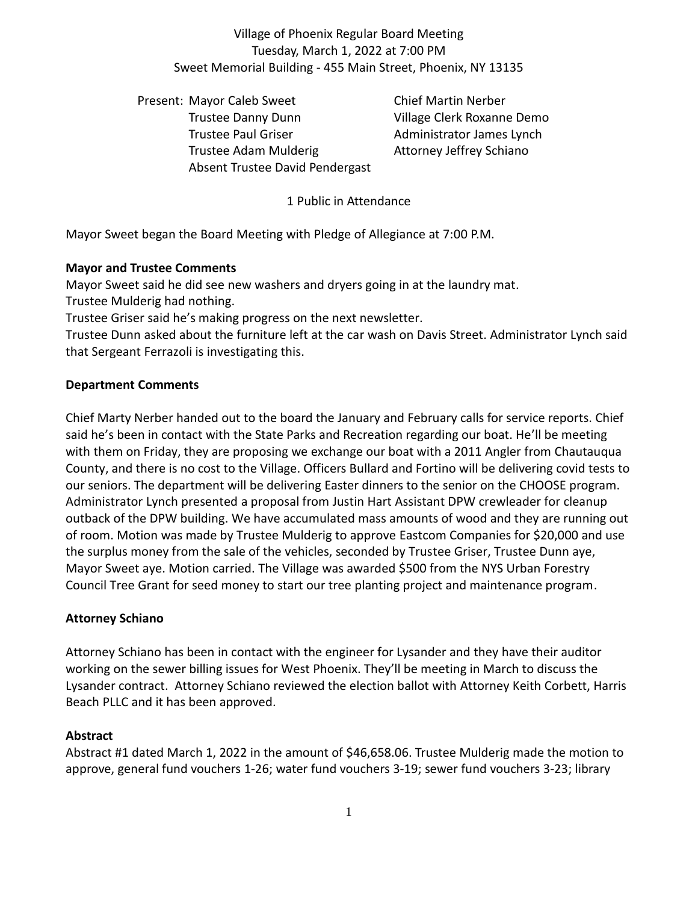Village of Phoenix Regular Board Meeting
Tuesday, March 1, 2022 at 7:00 PM
Sweet Memorial Building - 455 Main Street, Phoenix, NY 13135

Present: Mayor Caleb Sweet
Trustee Danny Dunn
Trustee Paul Griser
Trustee Adam Mulderig
Absent Trustee David Pendergast

Chief Martin Nerber
Village Clerk Roxanne Demo
Administrator James Lynch
Attorney Jeffrey Schiano

1 Public in Attendance

Mayor Sweet began the Board Meeting with Pledge of Allegiance at 7:00 P.M.

**Mayor and Trustee Comments**

Mayor Sweet said he did see new washers and dryers going in at the laundry mat.
Trustee Mulderig had nothing.
Trustee Griser said he's making progress on the next newsletter.
Trustee Dunn asked about the furniture left at the car wash on Davis Street. Administrator Lynch said that Sergeant Ferrazoli is investigating this.

**Department Comments**

Chief Marty Nerber handed out to the board the January and February calls for service reports. Chief said he's been in contact with the State Parks and Recreation regarding our boat. He'll be meeting with them on Friday, they are proposing we exchange our boat with a 2011 Angler from Chautauqua County, and there is no cost to the Village. Officers Bullard and Fortino will be delivering covid tests to our seniors. The department will be delivering Easter dinners to the senior on the CHOOSE program. Administrator Lynch presented a proposal from Justin Hart Assistant DPW crewleader for cleanup outback of the DPW building. We have accumulated mass amounts of wood and they are running out of room. Motion was made by Trustee Mulderig to approve Eastcom Companies for $20,000 and use the surplus money from the sale of the vehicles, seconded by Trustee Griser, Trustee Dunn aye, Mayor Sweet aye. Motion carried. The Village was awarded $500 from the NYS Urban Forestry Council Tree Grant for seed money to start our tree planting project and maintenance program.

**Attorney Schiano**

Attorney Schiano has been in contact with the engineer for Lysander and they have their auditor working on the sewer billing issues for West Phoenix. They'll be meeting in March to discuss the Lysander contract. Attorney Schiano reviewed the election ballot with Attorney Keith Corbett, Harris Beach PLLC and it has been approved.

**Abstract**

Abstract #1 dated March 1, 2022 in the amount of $46,658.06. Trustee Mulderig made the motion to approve, general fund vouchers 1-26; water fund vouchers 3-19; sewer fund vouchers 3-23; library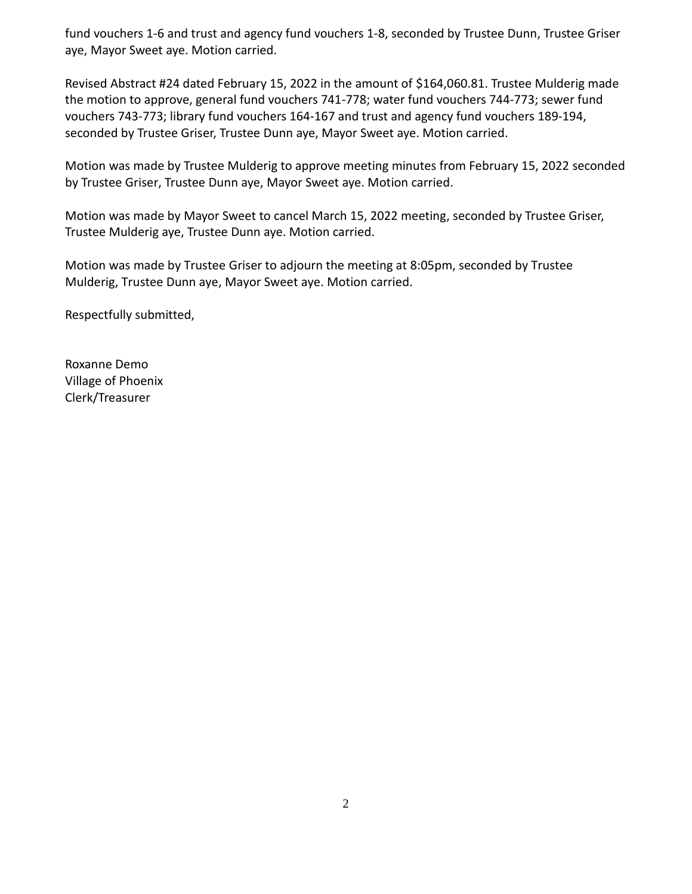fund vouchers 1-6 and trust and agency fund vouchers 1-8, seconded by Trustee Dunn, Trustee Griser aye, Mayor Sweet aye. Motion carried.

Revised Abstract #24 dated February 15, 2022 in the amount of $164,060.81. Trustee Mulderig made the motion to approve, general fund vouchers 741-778; water fund vouchers 744-773; sewer fund vouchers 743-773; library fund vouchers 164-167 and trust and agency fund vouchers 189-194, seconded by Trustee Griser, Trustee Dunn aye, Mayor Sweet aye. Motion carried.

Motion was made by Trustee Mulderig to approve meeting minutes from February 15, 2022 seconded by Trustee Griser, Trustee Dunn aye, Mayor Sweet aye. Motion carried.

Motion was made by Mayor Sweet to cancel March 15, 2022 meeting, seconded by Trustee Griser, Trustee Mulderig aye, Trustee Dunn aye. Motion carried.

Motion was made by Trustee Griser to adjourn the meeting at 8:05pm, seconded by Trustee Mulderig, Trustee Dunn aye, Mayor Sweet aye. Motion carried.

Respectfully submitted,

Roxanne Demo
Village of Phoenix
Clerk/Treasurer